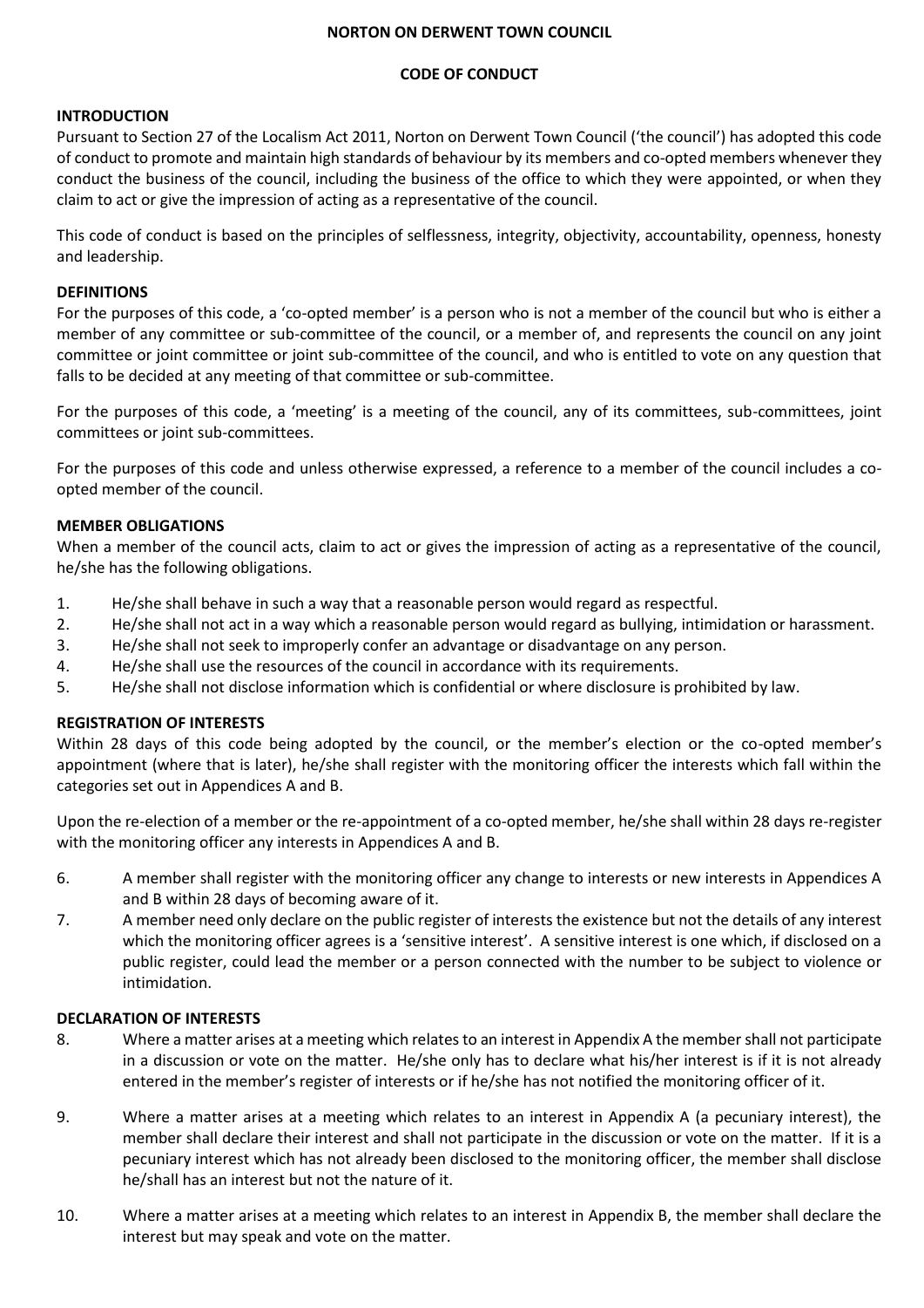# NORTON ON DERWENT TOWN COUNCIL

## CODE OF CONDUCT

### INTRODUCTION

Pursuant to Section 27 of the Localism Act 2011, Norton on Derwent Town Council ('the council') has adopted this code of conduct to promote and maintain high standards of behaviour by its members and co-opted members whenever they conduct the business of the council, including the business of the office to which they were appointed, or when they claim to act or give the impression of acting as a representative of the council.

This code of conduct is based on the principles of selflessness, integrity, objectivity, accountability, openness, honesty and leadership.

### DEFINITIONS

For the purposes of this code, a 'co-opted member' is a person who is not a member of the council but who is either a member of any committee or sub-committee of the council, or a member of, and represents the council on any joint committee or joint committee or joint sub-committee of the council, and who is entitled to vote on any question that falls to be decided at any meeting of that committee or sub-committee.

For the purposes of this code, a 'meeting' is a meeting of the council, any of its committees, sub-committees, joint committees or joint sub-committees.

For the purposes of this code and unless otherwise expressed, a reference to a member of the council includes a co-opted member of the council.

### MEMBER OBLIGATIONS

When a member of the council acts, claim to act or gives the impression of acting as a representative of the council, he/she has the following obligations.

1. He/she shall behave in such a way that a reasonable person would regard as respectful.
2. He/she shall not act in a way which a reasonable person would regard as bullying, intimidation or harassment.
3. He/she shall not seek to improperly confer an advantage or disadvantage on any person.
4. He/she shall use the resources of the council in accordance with its requirements.
5. He/she shall not disclose information which is confidential or where disclosure is prohibited by law.

### REGISTRATION OF INTERESTS

Within 28 days of this code being adopted by the council, or the member's election or the co-opted member's appointment (where that is later), he/she shall register with the monitoring officer the interests which fall within the categories set out in Appendices A and B.

Upon the re-election of a member or the re-appointment of a co-opted member, he/she shall within 28 days re-register with the monitoring officer any interests in Appendices A and B.

6. A member shall register with the monitoring officer any change to interests or new interests in Appendices A and B within 28 days of becoming aware of it.
7. A member need only declare on the public register of interests the existence but not the details of any interest which the monitoring officer agrees is a 'sensitive interest'. A sensitive interest is one which, if disclosed on a public register, could lead the member or a person connected with the number to be subject to violence or intimidation.

### DECLARATION OF INTERESTS

8. Where a matter arises at a meeting which relates to an interest in Appendix A the member shall not participate in a discussion or vote on the matter. He/she only has to declare what his/her interest is if it is not already entered in the member's register of interests or if he/she has not notified the monitoring officer of it.

9. Where a matter arises at a meeting which relates to an interest in Appendix A (a pecuniary interest), the member shall declare their interest and shall not participate in the discussion or vote on the matter. If it is a pecuniary interest which has not already been disclosed to the monitoring officer, the member shall disclose he/shall has an interest but not the nature of it.

10. Where a matter arises at a meeting which relates to an interest in Appendix B, the member shall declare the interest but may speak and vote on the matter.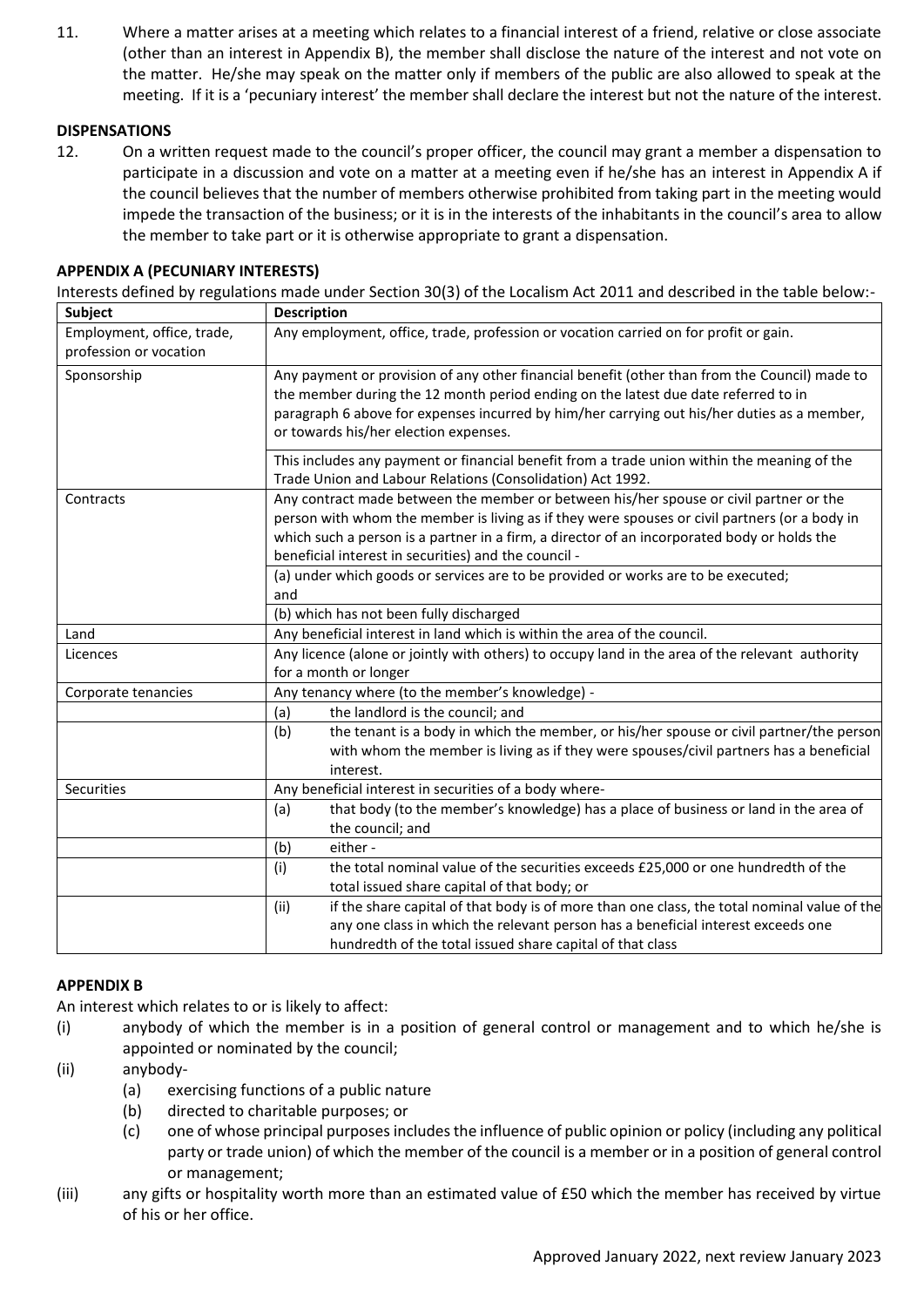11. Where a matter arises at a meeting which relates to a financial interest of a friend, relative or close associate (other than an interest in Appendix B), the member shall disclose the nature of the interest and not vote on the matter. He/she may speak on the matter only if members of the public are also allowed to speak at the meeting. If it is a 'pecuniary interest' the member shall declare the interest but not the nature of the interest.

**DISPENSATIONS**

12. On a written request made to the council's proper officer, the council may grant a member a dispensation to participate in a discussion and vote on a matter at a meeting even if he/she has an interest in Appendix A if the council believes that the number of members otherwise prohibited from taking part in the meeting would impede the transaction of the business; or it is in the interests of the inhabitants in the council's area to allow the member to take part or it is otherwise appropriate to grant a dispensation.

**APPENDIX A (PECUNIARY INTERESTS)**

Interests defined by regulations made under Section 30(3) of the Localism Act 2011 and described in the table below:-

| Subject | Description | |
|---|---|---|
| Employment, office, trade, profession or vocation | Any employment, office, trade, profession or vocation carried on for profit or gain. | |
| Sponsorship | Any payment or provision of any other financial benefit (other than from the Council) made to the member during the 12 month period ending on the latest due date referred to in paragraph 6 above for expenses incurred by him/her carrying out his/her duties as a member, or towards his/her election expenses. | |
| | This includes any payment or financial benefit from a trade union within the meaning of the Trade Union and Labour Relations (Consolidation) Act 1992. | |
| Contracts | Any contract made between the member or between his/her spouse or civil partner or the person with whom the member is living as if they were spouses or civil partners (or a body in which such a person is a partner in a firm, a director of an incorporated body or holds the beneficial interest in securities) and the council - | |
| | (a) under which goods or services are to be provided or works are to be executed; and | |
| | (b) which has not been fully discharged | |
| Land | Any beneficial interest in land which is within the area of the council. | |
| Licences | Any licence (alone or jointly with others) to occupy land in the area of the relevant authority for a month or longer | |
| Corporate tenancies | Any tenancy where (to the member's knowledge) - | |
| | (a) | the landlord is the council; and |
| | (b) | the tenant is a body in which the member, or his/her spouse or civil partner/the person with whom the member is living as if they were spouses/civil partners has a beneficial interest. |
| Securities | Any beneficial interest in securities of a body where- | |
| | (a) | that body (to the member's knowledge) has a place of business or land in the area of the council; and |
| | (b) | either - |
| | (i) | the total nominal value of the securities exceeds £25,000 or one hundredth of the total issued share capital of that body; or |
| | (ii) | if the share capital of that body is of more than one class, the total nominal value of the any one class in which the relevant person has a beneficial interest exceeds one hundredth of the total issued share capital of that class |

**APPENDIX B**

An interest which relates to or is likely to affect:

(i) anybody of which the member is in a position of general control or management and to which he/she is appointed or nominated by the council;

(ii) anybody-
  - (a) exercising functions of a public nature
  - (b) directed to charitable purposes; or
  - (c) one of whose principal purposes includes the influence of public opinion or policy (including any political party or trade union) of which the member of the council is a member or in a position of general control or management;

(iii) any gifts or hospitality worth more than an estimated value of £50 which the member has received by virtue of his or her office.

Approved January 2022, next review January 2023